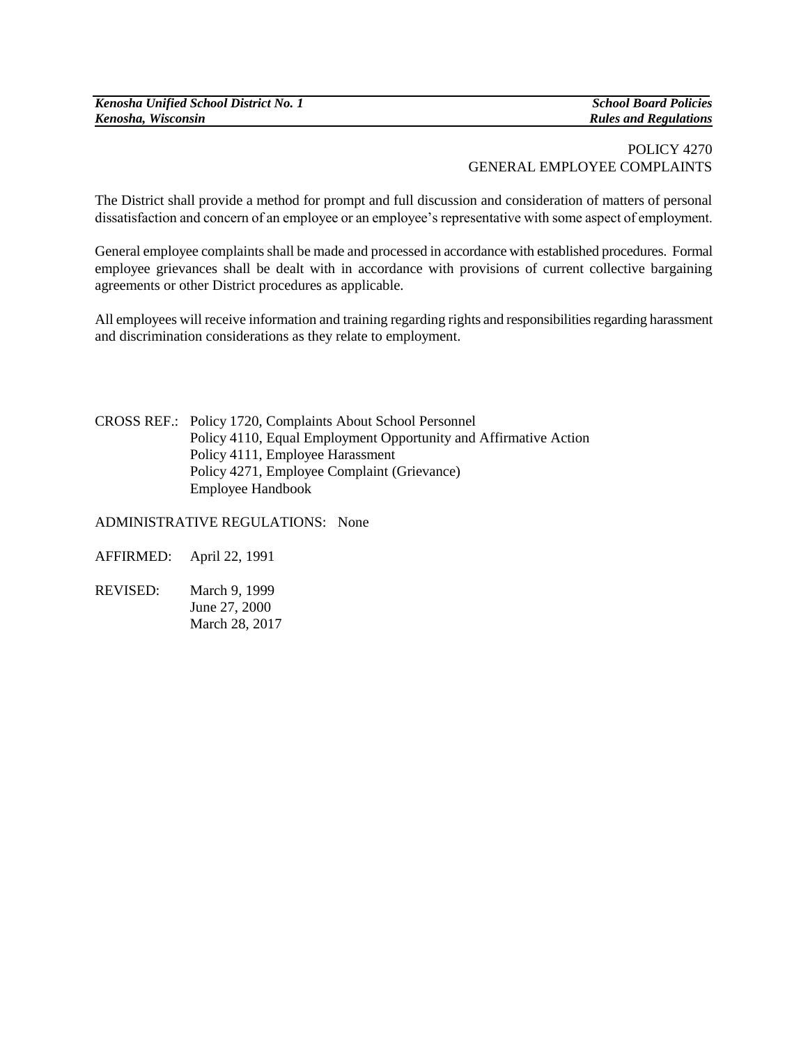# POLICY 4270
# GENERAL EMPLOYEE COMPLAINTS

The District shall provide a method for prompt and full discussion and consideration of matters of personal dissatisfaction and concern of an employee or an employee's representative with some aspect of employment.

General employee complaints shall be made and processed in accordance with established procedures. Formal employee grievances shall be dealt with in accordance with provisions of current collective bargaining agreements or other District procedures as applicable.

All employees will receive information and training regarding rights and responsibilities regarding harassment and discrimination considerations as they relate to employment.

CROSS REF.: Policy 1720, Complaints About School Personnel
Policy 4110, Equal Employment Opportunity and Affirmative Action
Policy 4111, Employee Harassment
Policy 4271, Employee Complaint (Grievance)
Employee Handbook

ADMINISTRATIVE REGULATIONS: None

AFFIRMED: April 22, 1991

REVISED: March 9, 1999
June 27, 2000
March 28, 2017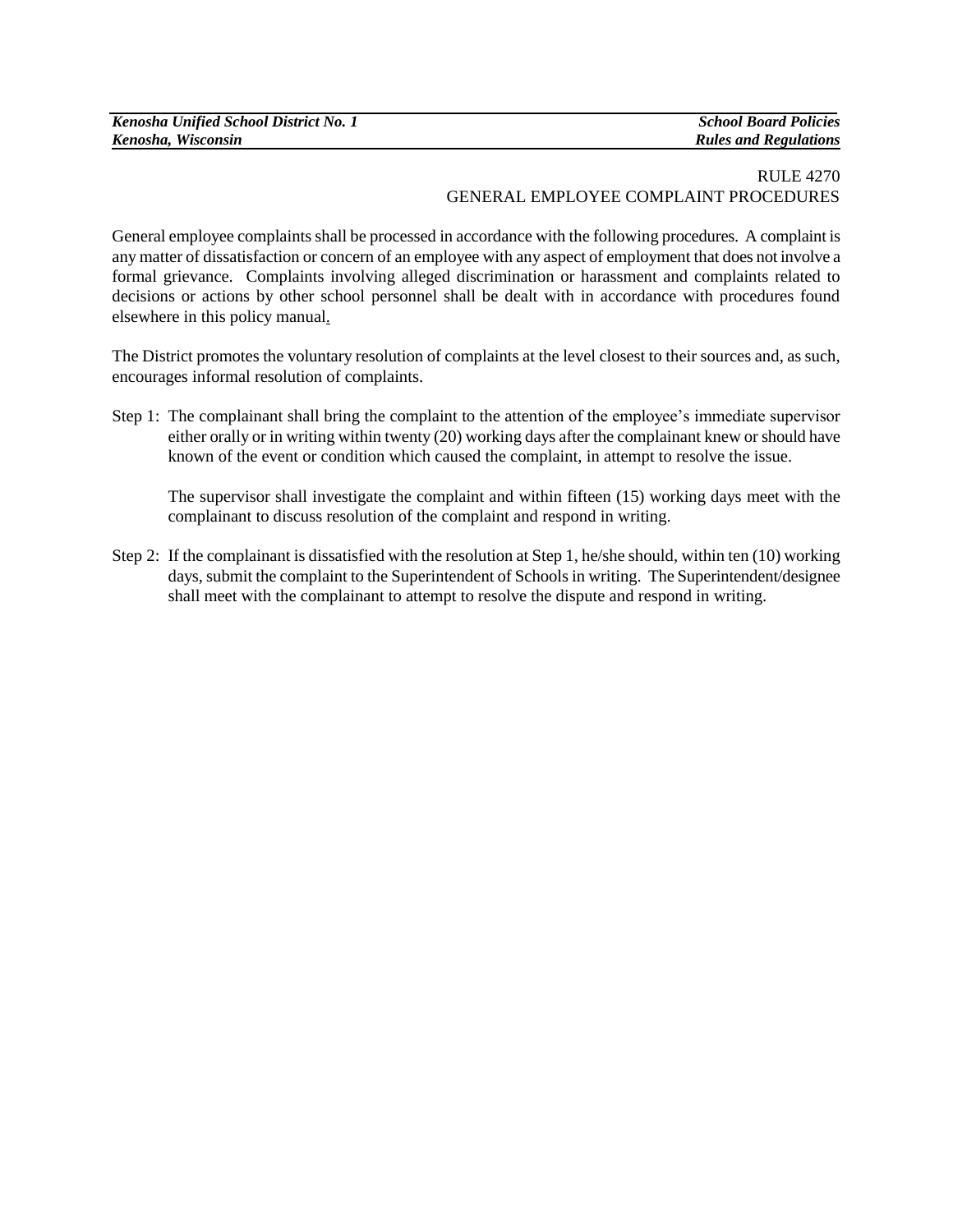RULE 4270
GENERAL EMPLOYEE COMPLAINT PROCEDURES

General employee complaints shall be processed in accordance with the following procedures. A complaint is any matter of dissatisfaction or concern of an employee with any aspect of employment that does not involve a formal grievance. Complaints involving alleged discrimination or harassment and complaints related to decisions or actions by other school personnel shall be dealt with in accordance with procedures found elsewhere in this policy manual.

The District promotes the voluntary resolution of complaints at the level closest to their sources and, as such, encourages informal resolution of complaints.

Step 1: The complainant shall bring the complaint to the attention of the employee's immediate supervisor either orally or in writing within twenty (20) working days after the complainant knew or should have known of the event or condition which caused the complaint, in attempt to resolve the issue.

The supervisor shall investigate the complaint and within fifteen (15) working days meet with the complainant to discuss resolution of the complaint and respond in writing.

Step 2: If the complainant is dissatisfied with the resolution at Step 1, he/she should, within ten (10) working days, submit the complaint to the Superintendent of Schools in writing. The Superintendent/designee shall meet with the complainant to attempt to resolve the dispute and respond in writing.